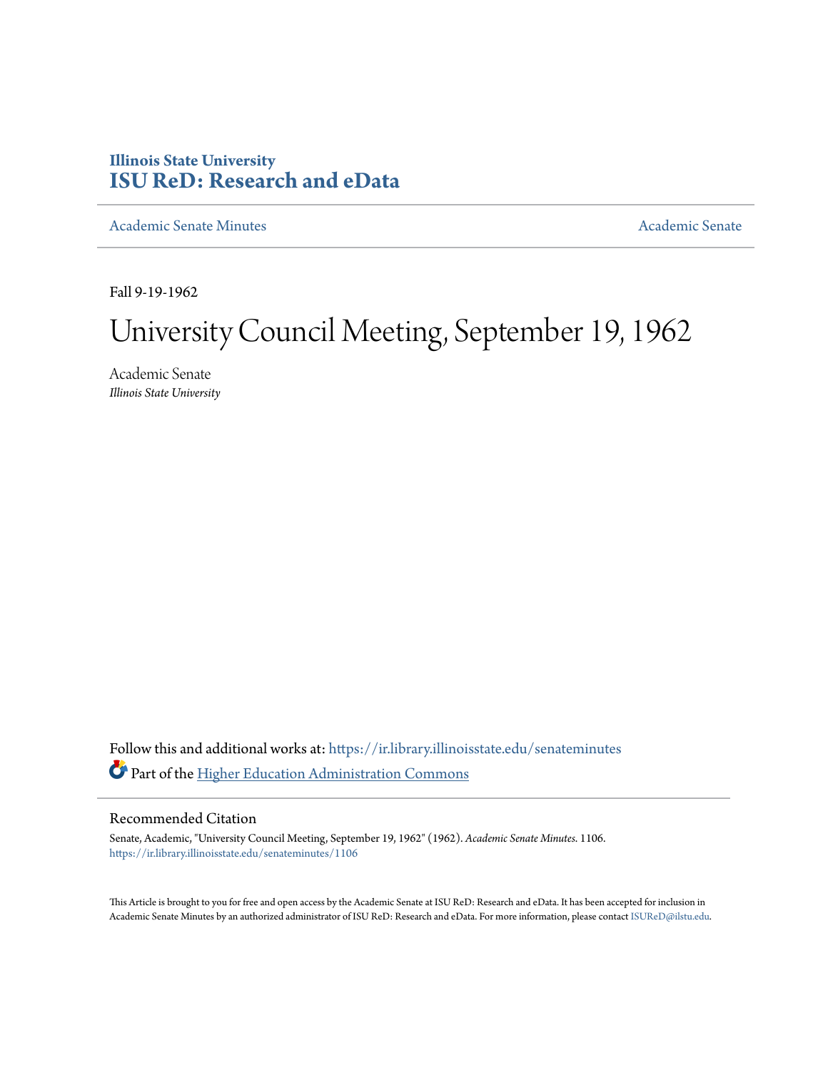Illinois State University
**ISU ReD: Research and eData**

Academic Senate Minutes | Academic Senate

Fall 9-19-1962

# University Council Meeting, September 19, 1962

Academic Senate
*Illinois State University*

Follow this and additional works at: https://ir.library.illinoisstate.edu/senateminutes

Part of the Higher Education Administration Commons

## Recommended Citation

Senate, Academic, "University Council Meeting, September 19, 1962" (1962). *Academic Senate Minutes*. 1106.
https://ir.library.illinoisstate.edu/senateminutes/1106

This Article is brought to you for free and open access by the Academic Senate at ISU ReD: Research and eData. It has been accepted for inclusion in Academic Senate Minutes by an authorized administrator of ISU ReD: Research and eData. For more information, please contact ISUReD@ilstu.edu.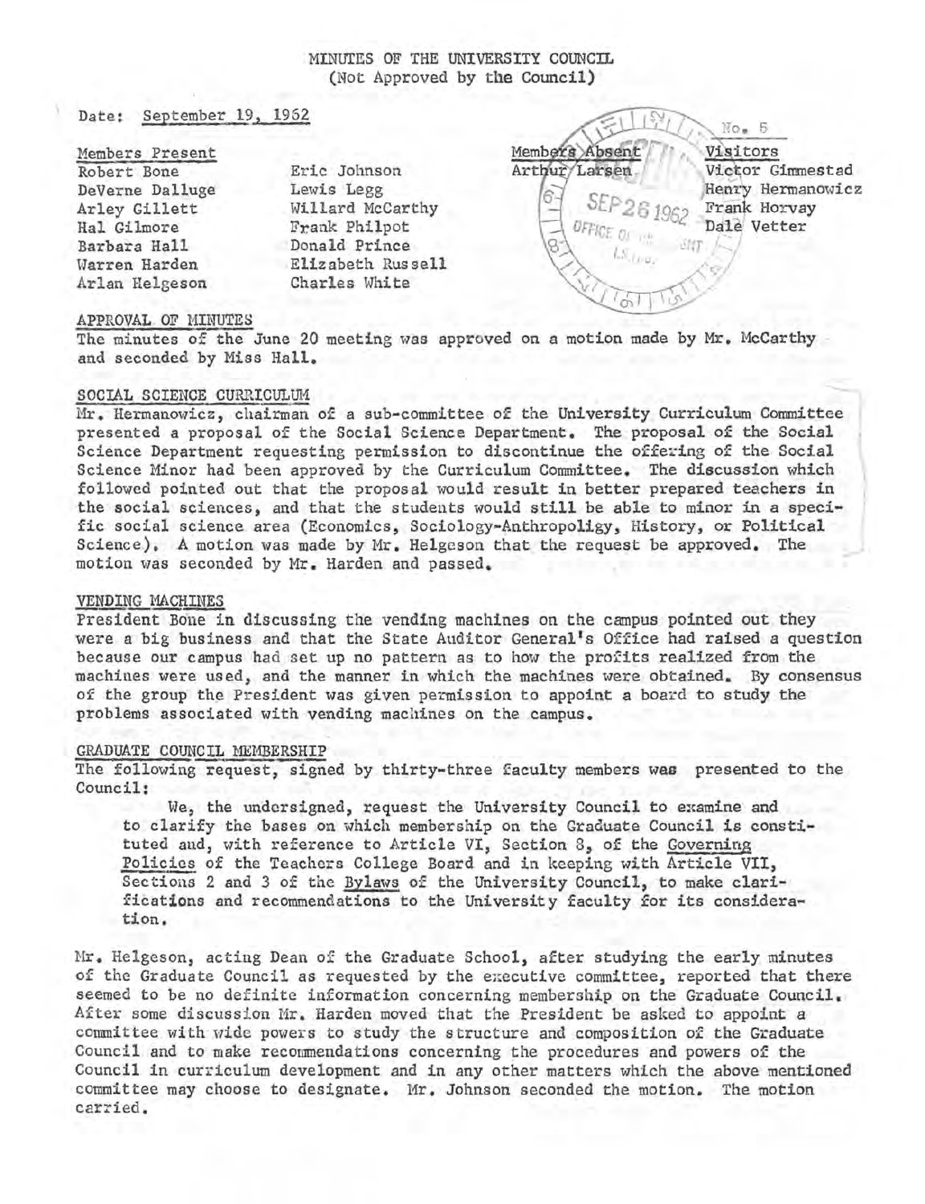# MINUTES OF THE UNIVERSITY COUNCIL
(Not Approved by the Council)

Date: September 19, 1962

No. 5

| Members Present | | Members Absent | Visitors |
|---|---|---|---|
| Robert Bone | Eric Johnson | Arthur Larsen | Victor Gimmestad |
| DeVerne Dalluge | Lewis Legg | | Henry Hermanowicz |
| Arley Gillett | Willard McCarthy | | Frank Horvay |
| Hal Gilmore | Frank Philpot | | Dale Vetter |
| Barbara Hall | Donald Prince | | |
| Warren Harden | Elizabeth Russell | | |
| Arlan Helgeson | Charles White | | |

SEP 26 1962
OFFICE OF THE PRESIDENT

## APPROVAL OF MINUTES

The minutes of the June 20 meeting was approved on a motion made by Mr. McCarthy and seconded by Miss Hall.

## SOCIAL SCIENCE CURRICULUM

Mr. Hermanowicz, chairman of a sub-committee of the University Curriculum Committee presented a proposal of the Social Science Department. The proposal of the Social Science Department requesting permission to discontinue the offering of the Social Science Minor had been approved by the Curriculum Committee. The discussion which followed pointed out that the proposal would result in better prepared teachers in the social sciences, and that the students would still be able to minor in a specific social science area (Economics, Sociology-Anthropoligy, History, or Political Science). A motion was made by Mr. Helgeson that the request be approved. The motion was seconded by Mr. Harden and passed.

## VENDING MACHINES

President Bone in discussing the vending machines on the campus pointed out they were a big business and that the State Auditor General's Office had raised a question because our campus had set up no pattern as to how the profits realized from the machines were used, and the manner in which the machines were obtained. By consensus of the group the President was given permission to appoint a board to study the problems associated with vending machines on the campus.

## GRADUATE COUNCIL MEMBERSHIP

The following request, signed by thirty-three faculty members was presented to the Council:

> We, the undersigned, request the University Council to examine and to clarify the bases on which membership on the Graduate Council is constituted and, with reference to Article VI, Section 8, of the Governing Policies of the Teachers College Board and in keeping with Article VII, Sections 2 and 3 of the Bylaws of the University Council, to make clarifications and recommendations to the University faculty for its consideration.

Mr. Helgeson, acting Dean of the Graduate School, after studying the early minutes of the Graduate Council as requested by the executive committee, reported that there seemed to be no definite information concerning membership on the Graduate Council. After some discussion Mr. Harden moved that the President be asked to appoint a committee with wide powers to study the structure and composition of the Graduate Council and to make recommendations concerning the procedures and powers of the Council in curriculum development and in any other matters which the above mentioned committee may choose to designate. Mr. Johnson seconded the motion. The motion carried.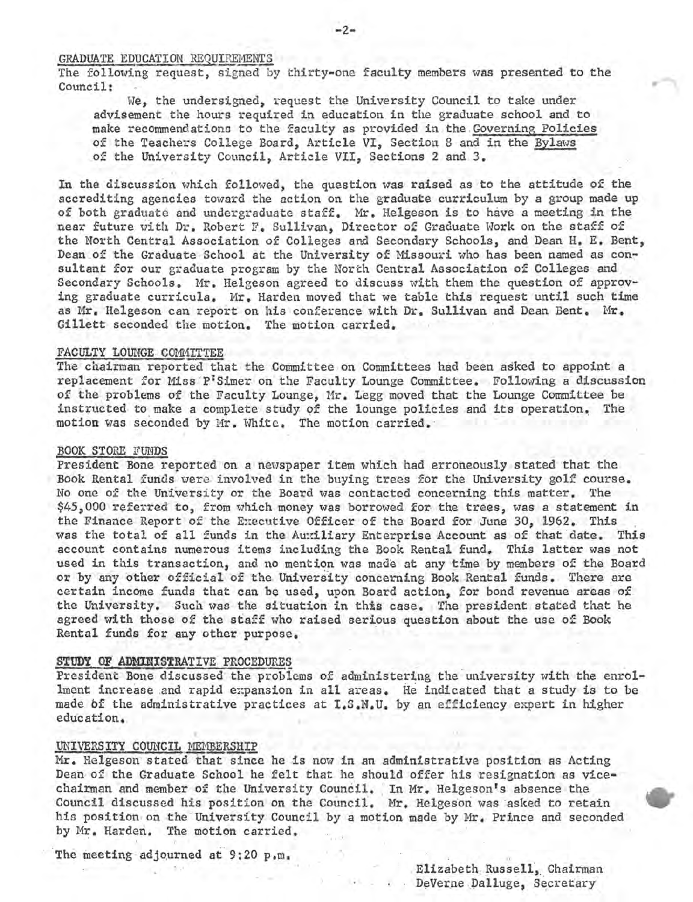GRADUATE EDUCATION REQUIREMENTS

The following request, signed by thirty-one faculty members was presented to the Council:

> We, the undersigned, request the University Council to take under advisement the hours required in education in the graduate school and to make recommendations to the faculty as provided in the Governing Policies of the Teachers College Board, Article VI, Section 8 and in the Bylaws of the University Council, Article VII, Sections 2 and 3.

In the discussion which followed, the question was raised as to the attitude of the accrediting agencies toward the action on the graduate curriculum by a group made up of both graduate and undergraduate staff. Mr. Helgeson is to have a meeting in the near future with Dr. Robert F. Sullivan, Director of Graduate Work on the staff of the North Central Association of Colleges and Secondary Schools, and Dean H. E. Bent, Dean of the Graduate School at the University of Missouri who has been named as consultant for our graduate program by the North Central Association of Colleges and Secondary Schools. Mr. Helgeson agreed to discuss with them the question of approving graduate curricula. Mr. Harden moved that we table this request until such time as Mr. Helgeson can report on his conference with Dr. Sullivan and Dean Bent. Mr. Gillett seconded the motion. The motion carried.

FACULTY LOUNGE COMMITTEE

The chairman reported that the Committee on Committees had been asked to appoint a replacement for Miss P'Simer on the Faculty Lounge Committee. Following a discussion of the problems of the Faculty Lounge, Mr. Legg moved that the Lounge Committee be instructed to make a complete study of the lounge policies and its operation. The motion was seconded by Mr. White. The motion carried.

BOOK STORE FUNDS

President Bone reported on a newspaper item which had erroneously stated that the Book Rental funds were involved in the buying trees for the University golf course. No one of the University or the Board was contacted concerning this matter. The $45,000 referred to, from which money was borrowed for the trees, was a statement in the Finance Report of the Executive Officer of the Board for June 30, 1962. This was the total of all funds in the Auxiliary Enterprise Account as of that date. This account contains numerous items including the Book Rental fund. This latter was not used in this transaction, and no mention was made at any time by members of the Board or by any other official of the University concerning Book Rental funds. There are certain income funds that can be used, upon Board action, for bond revenue areas of the University. Such was the situation in this case. The president stated that he agreed with those of the staff who raised serious question about the use of Book Rental funds for any other purpose.

**STUDY OF ADMINISTRATIVE PROCEDURES**

President Bone discussed the problems of administering the university with the enrollment increase and rapid expansion in all areas. He indicated that a study is to be made of the administrative practices at I.S.N.U. by an efficiency expert in higher education.

UNIVERSITY COUNCIL MEMBERSHIP

Mr. Helgeson stated that since he is now in an administrative position as Acting Dean of the Graduate School he felt that he should offer his resignation as vice-chairman and member of the University Council. In Mr. Helgeson's absence the Council discussed his position on the Council. Mr. Helgeson was asked to retain his position on the University Council by a motion made by Mr. Prince and seconded by Mr. Harden. The motion carried.

The meeting adjourned at 9:20 p.m.

Elizabeth Russell, Chairman
DeVerne Dalluge, Secretary